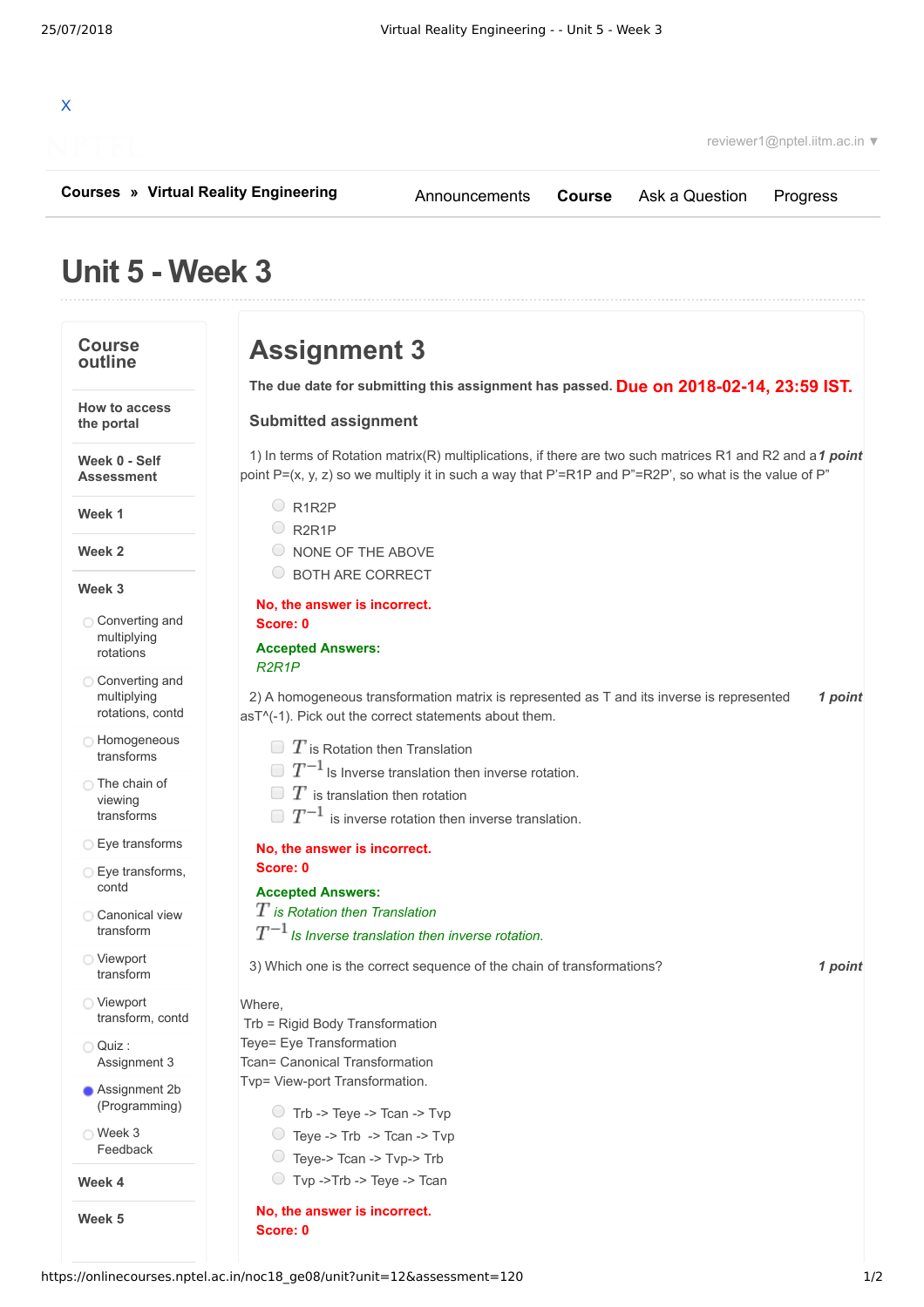X

reviewer1@nptel.iitm.ac.in ▼

**Courses » Virtual Reality Engineering**

Announcements | **Course** | Ask a Question | Progress

# Unit 5 - Week 3

## Course outline

- How to access the portal
- Week 0 - Self Assessment
- Week 1
- Week 2
- Week 3
  - Converting and multiplying rotations
  - Converting and multiplying rotations, contd
  - Homogeneous transforms
  - The chain of viewing transforms
  - Eye transforms
  - Eye transforms, contd
  - Canonical view transform
  - Viewport transform
  - Viewport transform, contd
  - Quiz : Assignment 3
  - Assignment 2b (Programming)
  - Week 3 Feedback
- Week 4
- Week 5

# Assignment 3

**The due date for submitting this assignment has passed.** Due on 2018-02-14, 23:59 IST.

### Submitted assignment

1) In terms of Rotation matrix(R) multiplications, if there are two such matrices R1 and R2 and a point P=(x, y, z) so we multiply it in such a way that P'=R1P and P"=R2P', so what is the value of P" ***1 point***

- R1R2P
- R2R1P
- NONE OF THE ABOVE
- BOTH ARE CORRECT

**No, the answer is incorrect.**
**Score: 0**

**Accepted Answers:**
*R2R1P*

2) A homogeneous transformation matrix is represented as T and its inverse is represented asT^(-1). Pick out the correct statements about them. ***1 point***

- $T$ is Rotation then Translation
- $T^{-1}$ Is Inverse translation then inverse rotation.
- $T$ is translation then rotation
- $T^{-1}$ is inverse rotation then inverse translation.

**No, the answer is incorrect.**
**Score: 0**

**Accepted Answers:**
$T$ *is Rotation then Translation*
$T^{-1}$ *Is Inverse translation then inverse rotation.*

3) Which one is the correct sequence of the chain of transformations? ***1 point***

Where,
Trb = Rigid Body Transformation
Teye= Eye Transformation
Tcan= Canonical Transformation
Tvp= View-port Transformation.

- Trb -> Teye -> Tcan -> Tvp
- Teye -> Trb -> Tcan -> Tvp
- Teye-> Tcan -> Tvp-> Trb
- Tvp ->Trb -> Teye -> Tcan

**No, the answer is incorrect.**
**Score: 0**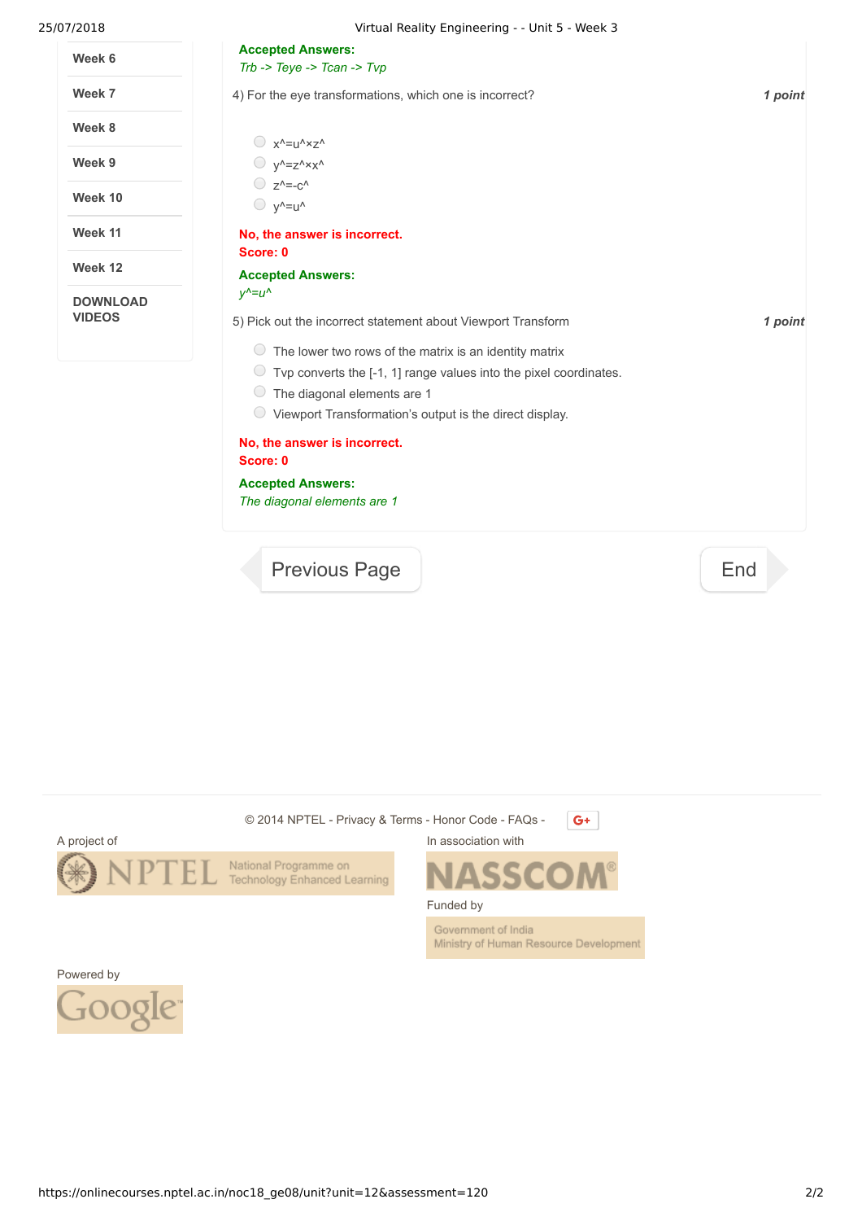- Week 6
- Week 7
- Week 8
- Week 9
- Week 10
- Week 11
- Week 12
- DOWNLOAD VIDEOS

**Accepted Answers:**
*Trb -> Teye -> Tcan -> Tvp*

4) For the eye transformations, which one is incorrect? ***1 point***

- x^=u^×z^
- y^=z^×x^
- z^=-c^
- y^=u^

**No, the answer is incorrect.**
**Score: 0**

**Accepted Answers:**
*y^=u^*

5) Pick out the incorrect statement about Viewport Transform ***1 point***

- The lower two rows of the matrix is an identity matrix
- Tvp converts the [-1, 1] range values into the pixel coordinates.
- The diagonal elements are 1
- Viewport Transformation's output is the direct display.

**No, the answer is incorrect.**
**Score: 0**

**Accepted Answers:**
*The diagonal elements are 1*

Previous Page | End

© 2014 NPTEL - Privacy & Terms - Honor Code - FAQs -

A project of

NPTEL National Programme on Technology Enhanced Learning

In association with

NASSCOM®

Funded by

Government of India
Ministry of Human Resource Development

Powered by

Google